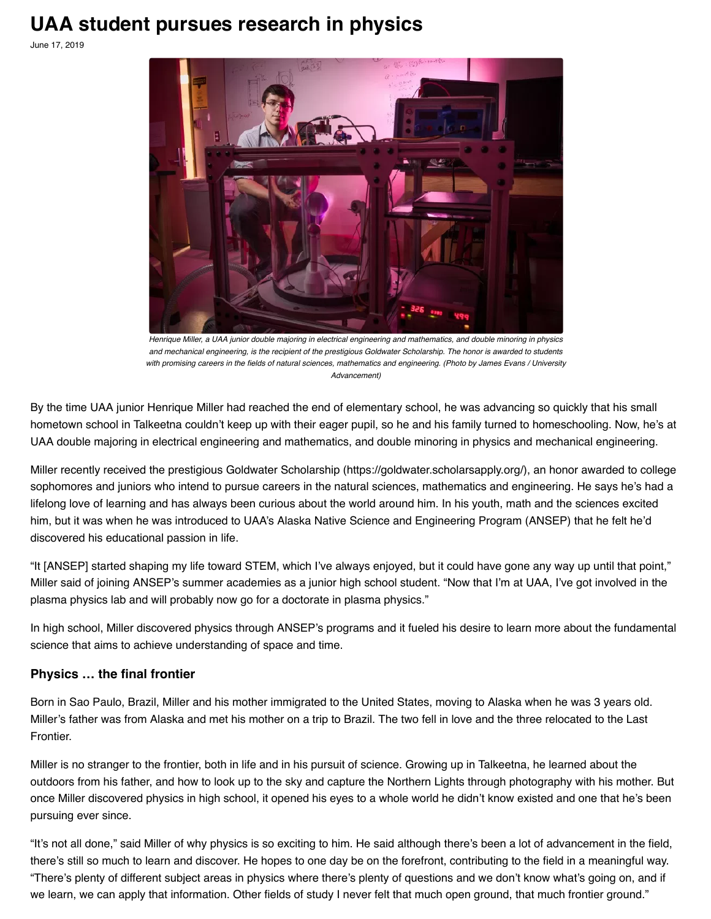# UAA student pursues research in physics

June 17, 2019

*Henrique Miller, a UAA junior double majoring in electrical engineering and mathematics, and double minoring in physics and mechanical engineering, is the recipient of the prestigious Goldwater Scholarship. The honor is awarded to students with promising careers in the fields of natural sciences, mathematics and engineering. (Photo by James Evans / University Advancement)*

By the time UAA junior Henrique Miller had reached the end of elementary school, he was advancing so quickly that his small hometown school in Talkeetna couldn't keep up with their eager pupil, so he and his family turned to homeschooling. Now, he's at UAA double majoring in electrical engineering and mathematics, and double minoring in physics and mechanical engineering.

Miller recently received the prestigious Goldwater Scholarship (https://goldwater.scholarsapply.org/), an honor awarded to college sophomores and juniors who intend to pursue careers in the natural sciences, mathematics and engineering. He says he's had a lifelong love of learning and has always been curious about the world around him. In his youth, math and the sciences excited him, but it was when he was introduced to UAA's Alaska Native Science and Engineering Program (ANSEP) that he felt he'd discovered his educational passion in life.

"It [ANSEP] started shaping my life toward STEM, which I've always enjoyed, but it could have gone any way up until that point," Miller said of joining ANSEP's summer academies as a junior high school student. "Now that I'm at UAA, I've got involved in the plasma physics lab and will probably now go for a doctorate in plasma physics."

In high school, Miller discovered physics through ANSEP's programs and it fueled his desire to learn more about the fundamental science that aims to achieve understanding of space and time.

### Physics … the final frontier

Born in Sao Paulo, Brazil, Miller and his mother immigrated to the United States, moving to Alaska when he was 3 years old. Miller's father was from Alaska and met his mother on a trip to Brazil. The two fell in love and the three relocated to the Last Frontier.

Miller is no stranger to the frontier, both in life and in his pursuit of science. Growing up in Talkeetna, he learned about the outdoors from his father, and how to look up to the sky and capture the Northern Lights through photography with his mother. But once Miller discovered physics in high school, it opened his eyes to a whole world he didn't know existed and one that he's been pursuing ever since.

"It's not all done," said Miller of why physics is so exciting to him. He said although there's been a lot of advancement in the field, there's still so much to learn and discover. He hopes to one day be on the forefront, contributing to the field in a meaningful way. "There's plenty of different subject areas in physics where there's plenty of questions and we don't know what's going on, and if we learn, we can apply that information. Other fields of study I never felt that much open ground, that much frontier ground."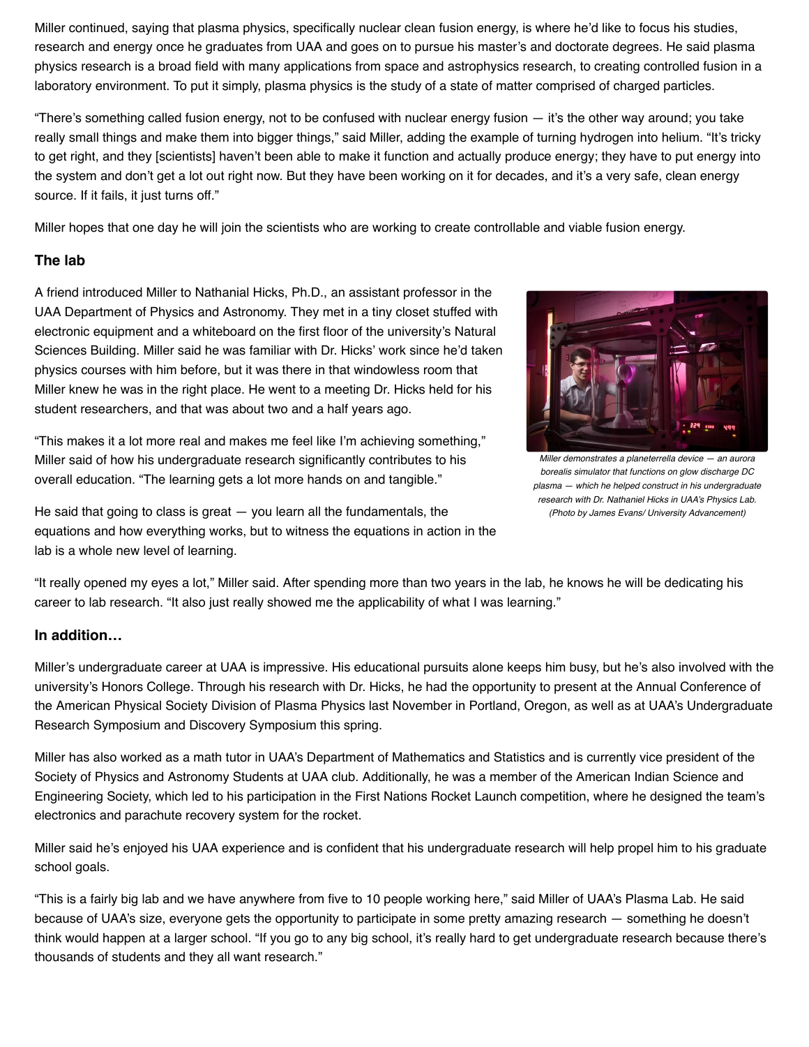Miller continued, saying that plasma physics, specifically nuclear clean fusion energy, is where he'd like to focus his studies, research and energy once he graduates from UAA and goes on to pursue his master's and doctorate degrees. He said plasma physics research is a broad field with many applications from space and astrophysics research, to creating controlled fusion in a laboratory environment. To put it simply, plasma physics is the study of a state of matter comprised of charged particles.

"There's something called fusion energy, not to be confused with nuclear energy fusion — it's the other way around; you take really small things and make them into bigger things," said Miller, adding the example of turning hydrogen into helium. "It's tricky to get right, and they [scientists] haven't been able to make it function and actually produce energy; they have to put energy into the system and don't get a lot out right now. But they have been working on it for decades, and it's a very safe, clean energy source. If it fails, it just turns off."

Miller hopes that one day he will join the scientists who are working to create controllable and viable fusion energy.

### The lab

A friend introduced Miller to Nathanial Hicks, Ph.D., an assistant professor in the UAA Department of Physics and Astronomy. They met in a tiny closet stuffed with electronic equipment and a whiteboard on the first floor of the university's Natural Sciences Building. Miller said he was familiar with Dr. Hicks' work since he'd taken physics courses with him before, but it was there in that windowless room that Miller knew he was in the right place. He went to a meeting Dr. Hicks held for his student researchers, and that was about two and a half years ago.

*Miller demonstrates a planeterrella device — an aurora borealis simulator that functions on glow discharge DC plasma — which he helped construct in his undergraduate research with Dr. Nathaniel Hicks in UAA's Physics Lab. (Photo by James Evans/ University Advancement)*

"This makes it a lot more real and makes me feel like I'm achieving something," Miller said of how his undergraduate research significantly contributes to his overall education. "The learning gets a lot more hands on and tangible."

He said that going to class is great — you learn all the fundamentals, the equations and how everything works, but to witness the equations in action in the lab is a whole new level of learning.

"It really opened my eyes a lot," Miller said. After spending more than two years in the lab, he knows he will be dedicating his career to lab research. "It also just really showed me the applicability of what I was learning."

### In addition…

Miller's undergraduate career at UAA is impressive. His educational pursuits alone keeps him busy, but he's also involved with the university's Honors College. Through his research with Dr. Hicks, he had the opportunity to present at the Annual Conference of the American Physical Society Division of Plasma Physics last November in Portland, Oregon, as well as at UAA's Undergraduate Research Symposium and Discovery Symposium this spring.

Miller has also worked as a math tutor in UAA's Department of Mathematics and Statistics and is currently vice president of the Society of Physics and Astronomy Students at UAA club. Additionally, he was a member of the American Indian Science and Engineering Society, which led to his participation in the First Nations Rocket Launch competition, where he designed the team's electronics and parachute recovery system for the rocket.

Miller said he's enjoyed his UAA experience and is confident that his undergraduate research will help propel him to his graduate school goals.

"This is a fairly big lab and we have anywhere from five to 10 people working here," said Miller of UAA's Plasma Lab. He said because of UAA's size, everyone gets the opportunity to participate in some pretty amazing research — something he doesn't think would happen at a larger school. "If you go to any big school, it's really hard to get undergraduate research because there's thousands of students and they all want research."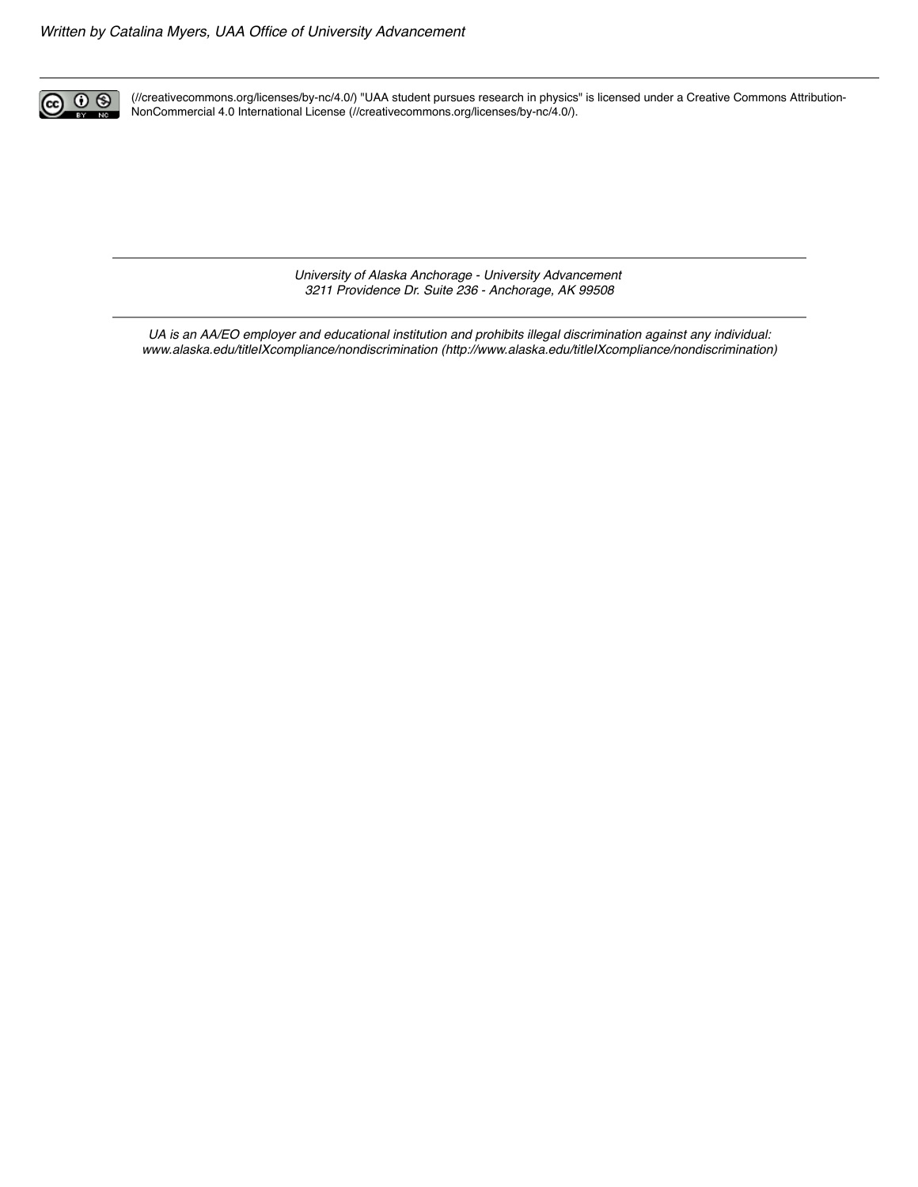*Written by Catalina Myers, UAA Office of University Advancement*

---

(//creativecommons.org/licenses/by-nc/4.0/) "UAA student pursues research in physics" is licensed under a Creative Commons Attribution-NonCommercial 4.0 International License (//creativecommons.org/licenses/by-nc/4.0/).

---

*University of Alaska Anchorage - University Advancement*
*3211 Providence Dr. Suite 236 - Anchorage, AK 99508*

---

*UA is an AA/EO employer and educational institution and prohibits illegal discrimination against any individual: www.alaska.edu/titleIXcompliance/nondiscrimination (http://www.alaska.edu/titleIXcompliance/nondiscrimination)*